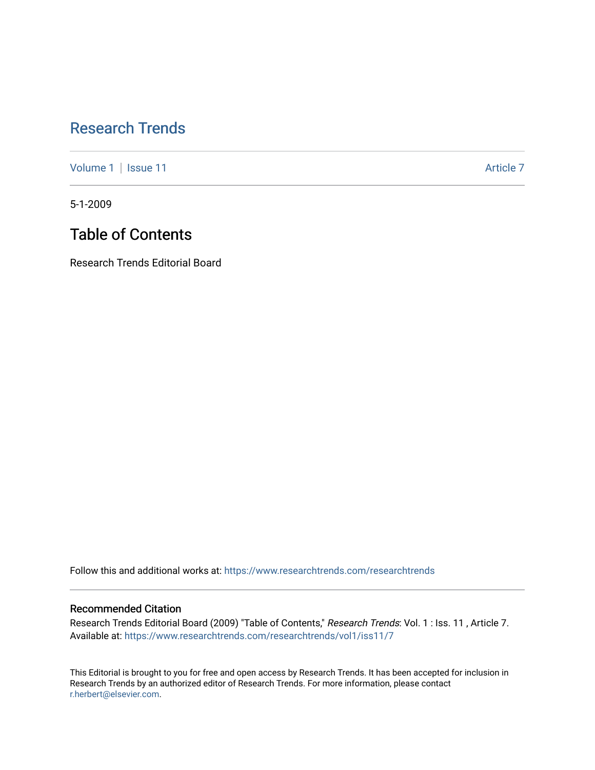# Research Trends

Volume 1 | Issue 11 Article 7

5-1-2009

## Table of Contents

Research Trends Editorial Board

Follow this and additional works at: https://www.researchtrends.com/researchtrends

### Recommended Citation

Research Trends Editorial Board (2009) "Table of Contents," *Research Trends*: Vol. 1 : Iss. 11 , Article 7.
Available at: https://www.researchtrends.com/researchtrends/vol1/iss11/7

This Editorial is brought to you for free and open access by Research Trends. It has been accepted for inclusion in Research Trends by an authorized editor of Research Trends. For more information, please contact r.herbert@elsevier.com.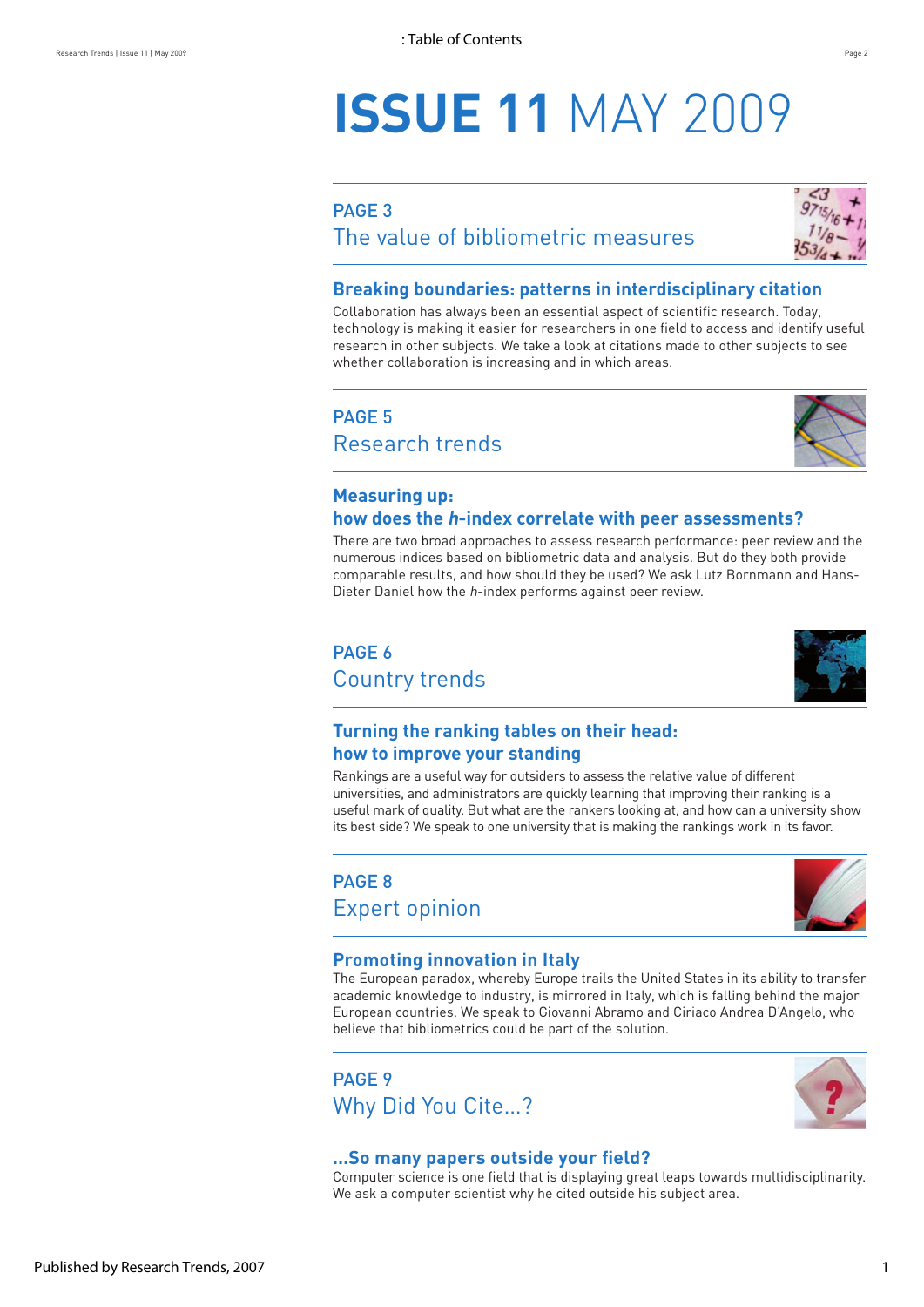: Table of Contents

# ISSUE 11 MAY 2009

## PAGE 3
The value of bibliometric measures

### Breaking boundaries: patterns in interdisciplinary citation

Collaboration has always been an essential aspect of scientific research. Today, technology is making it easier for researchers in one field to access and identify useful research in other subjects. We take a look at citations made to other subjects to see whether collaboration is increasing and in which areas.

## PAGE 5
Research trends

### Measuring up: how does the *h*-index correlate with peer assessments?

There are two broad approaches to assess research performance: peer review and the numerous indices based on bibliometric data and analysis. But do they both provide comparable results, and how should they be used? We ask Lutz Bornmann and Hans-Dieter Daniel how the *h*-index performs against peer review.

## PAGE 6
Country trends

### Turning the ranking tables on their head: how to improve your standing

Rankings are a useful way for outsiders to assess the relative value of different universities, and administrators are quickly learning that improving their ranking is a useful mark of quality. But what are the rankers looking at, and how can a university show its best side? We speak to one university that is making the rankings work in its favor.

## PAGE 8
Expert opinion

### Promoting innovation in Italy

The European paradox, whereby Europe trails the United States in its ability to transfer academic knowledge to industry, is mirrored in Italy, which is falling behind the major European countries. We speak to Giovanni Abramo and Ciriaco Andrea D'Angelo, who believe that bibliometrics could be part of the solution.

## PAGE 9
Why Did You Cite…?

### …So many papers outside your field?

Computer science is one field that is displaying great leaps towards multidisciplinarity. We ask a computer scientist why he cited outside his subject area.

Published by Research Trends, 2007